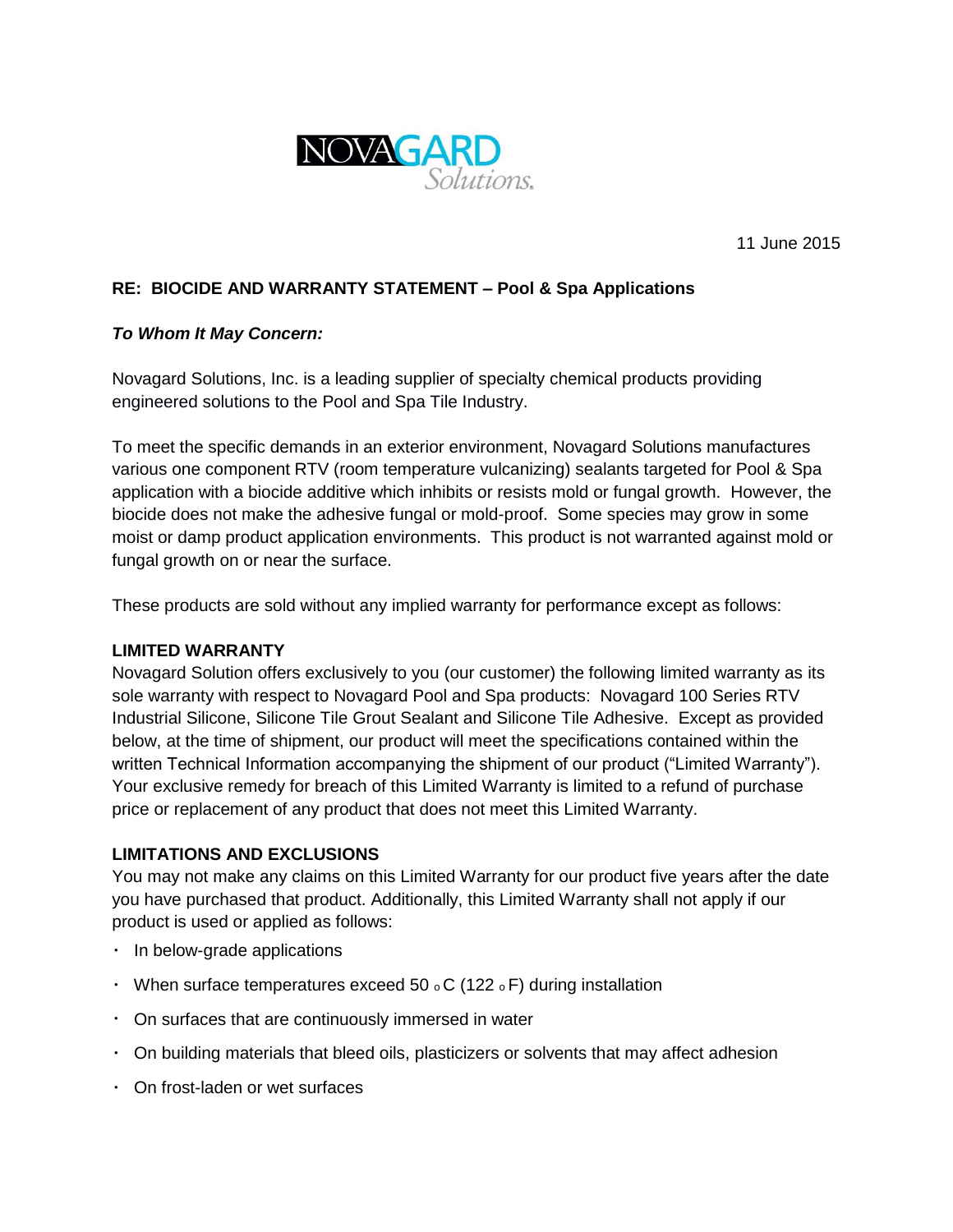NOVAGARD Solutions.

11 June 2015

**RE: BIOCIDE AND WARRANTY STATEMENT – Pool & Spa Applications**

***To Whom It May Concern:***

Novagard Solutions, Inc. is a leading supplier of specialty chemical products providing engineered solutions to the Pool and Spa Tile Industry.

To meet the specific demands in an exterior environment, Novagard Solutions manufactures various one component RTV (room temperature vulcanizing) sealants targeted for Pool & Spa application with a biocide additive which inhibits or resists mold or fungal growth. However, the biocide does not make the adhesive fungal or mold-proof. Some species may grow in some moist or damp product application environments. This product is not warranted against mold or fungal growth on or near the surface.

These products are sold without any implied warranty for performance except as follows:

**LIMITED WARRANTY**

Novagard Solution offers exclusively to you (our customer) the following limited warranty as its sole warranty with respect to Novagard Pool and Spa products: Novagard 100 Series RTV Industrial Silicone, Silicone Tile Grout Sealant and Silicone Tile Adhesive. Except as provided below, at the time of shipment, our product will meet the specifications contained within the written Technical Information accompanying the shipment of our product ("Limited Warranty"). Your exclusive remedy for breach of this Limited Warranty is limited to a refund of purchase price or replacement of any product that does not meet this Limited Warranty.

**LIMITATIONS AND EXCLUSIONS**

You may not make any claims on this Limited Warranty for our product five years after the date you have purchased that product. Additionally, this Limited Warranty shall not apply if our product is used or applied as follows:

- In below-grade applications
- When surface temperatures exceed 50 $^{o}$C (122 $^{o}$F) during installation
- On surfaces that are continuously immersed in water
- On building materials that bleed oils, plasticizers or solvents that may affect adhesion
- On frost-laden or wet surfaces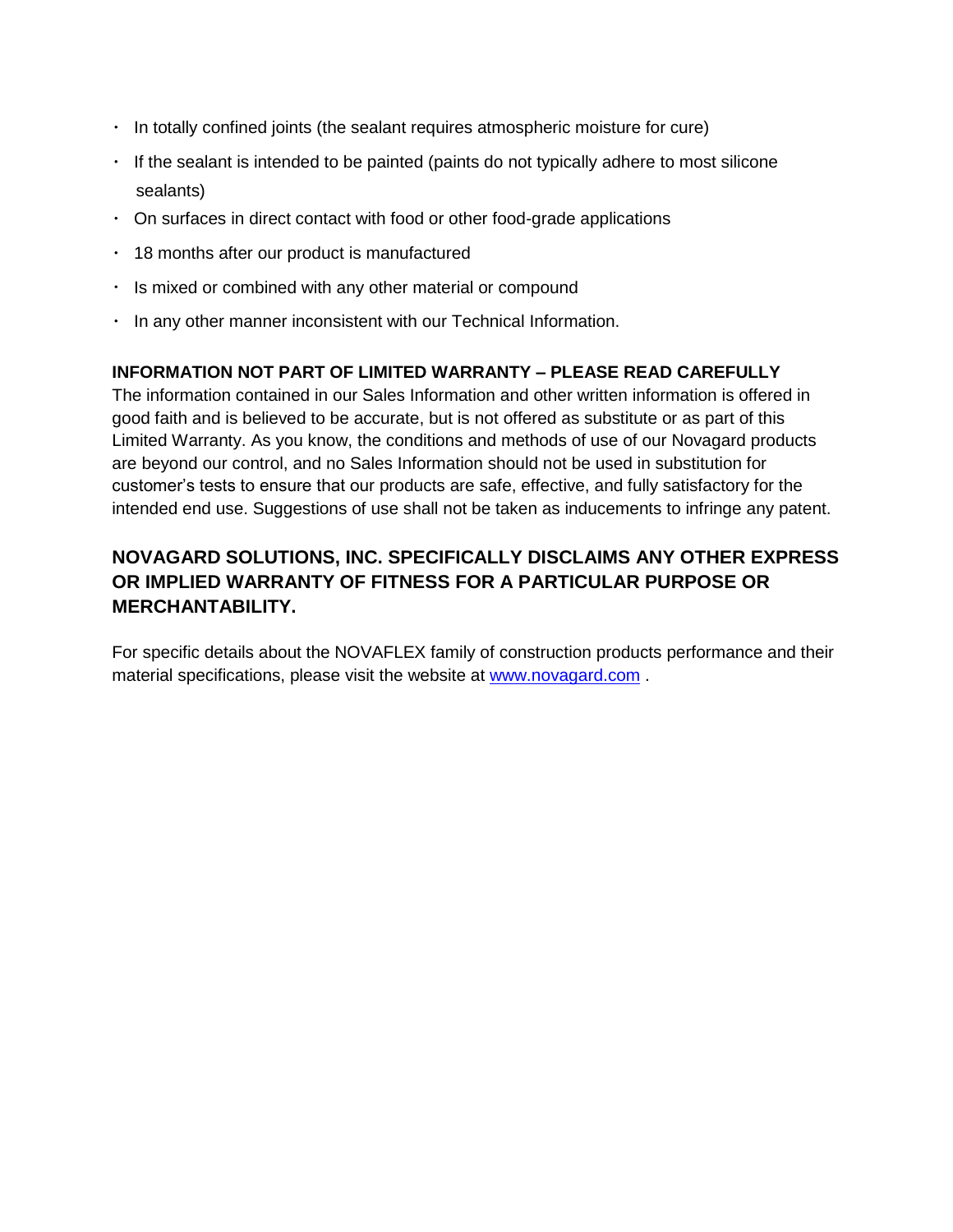- In totally confined joints (the sealant requires atmospheric moisture for cure)
- If the sealant is intended to be painted (paints do not typically adhere to most silicone sealants)
- On surfaces in direct contact with food or other food-grade applications
- 18 months after our product is manufactured
- Is mixed or combined with any other material or compound
- In any other manner inconsistent with our Technical Information.

**INFORMATION NOT PART OF LIMITED WARRANTY – PLEASE READ CAREFULLY**

The information contained in our Sales Information and other written information is offered in good faith and is believed to be accurate, but is not offered as substitute or as part of this Limited Warranty. As you know, the conditions and methods of use of our Novagard products are beyond our control, and no Sales Information should not be used in substitution for customer's tests to ensure that our products are safe, effective, and fully satisfactory for the intended end use. Suggestions of use shall not be taken as inducements to infringe any patent.

**NOVAGARD SOLUTIONS, INC. SPECIFICALLY DISCLAIMS ANY OTHER EXPRESS OR IMPLIED WARRANTY OF FITNESS FOR A PARTICULAR PURPOSE OR MERCHANTABILITY.**

For specific details about the NOVAFLEX family of construction products performance and their material specifications, please visit the website at [www.novagard.com](http://www.novagard.com) .